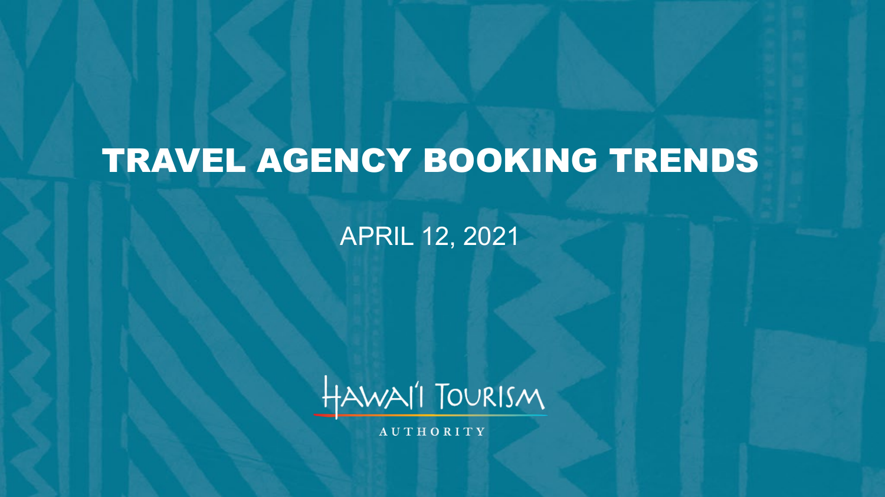# TRAVEL AGENCY BOOKING TRENDS

APRIL 12, 2021

HAWAI'I TOURISM AUTHORITY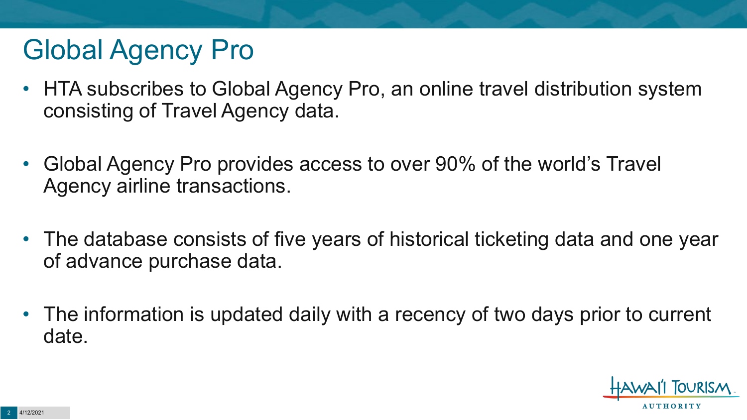# Global Agency Pro

- HTA subscribes to Global Agency Pro, an online travel distribution system consisting of Travel Agency data.

- Global Agency Pro provides access to over 90% of the world's Travel Agency airline transactions.

- The database consists of five years of historical ticketing data and one year of advance purchase data.

- The information is updated daily with a recency of two days prior to current date.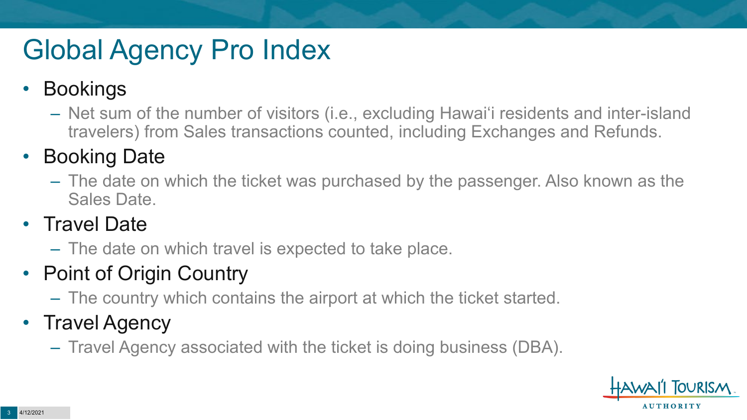# Global Agency Pro Index

- Bookings
  - Net sum of the number of visitors (i.e., excluding Hawai‘i residents and inter-island travelers) from Sales transactions counted, including Exchanges and Refunds.
- Booking Date
  - The date on which the ticket was purchased by the passenger. Also known as the Sales Date.
- Travel Date
  - The date on which travel is expected to take place.
- Point of Origin Country
  - The country which contains the airport at which the ticket started.
- Travel Agency
  - Travel Agency associated with the ticket is doing business (DBA).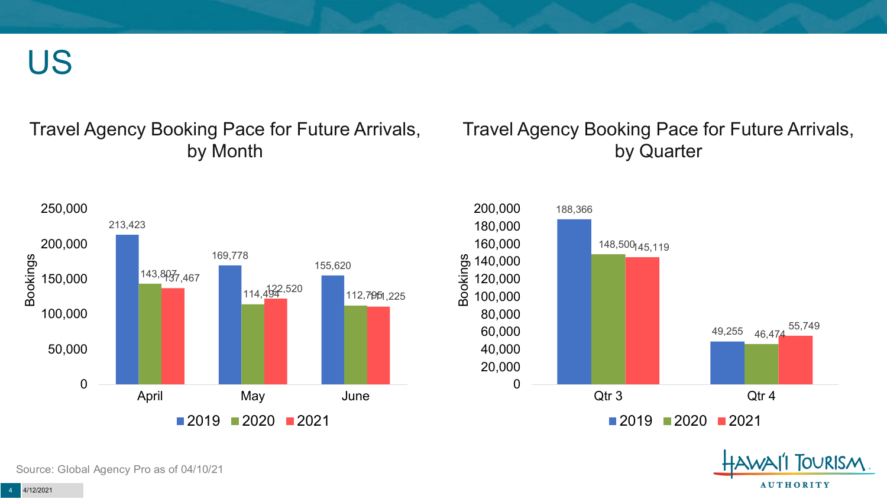# US

## Travel Agency Booking Pace for Future Arrivals, by Month

| Month | 2019 | 2020 | 2021 |
|---|---|---|---|
| April | 213,423 | 143,807 | 137,467 |
| May | 169,778 | 114,494 | 122,520 |
| June | 155,620 | 112,795 | 111,225 |

## Travel Agency Booking Pace for Future Arrivals, by Quarter

| Quarter | 2019 | 2020 | 2021 |
|---|---|---|---|
| Qtr 3 | 188,366 | 148,500 | 145,119 |
| Qtr 4 | 49,255 | 46,474 | 55,749 |

Source: Global Agency Pro as of 04/10/21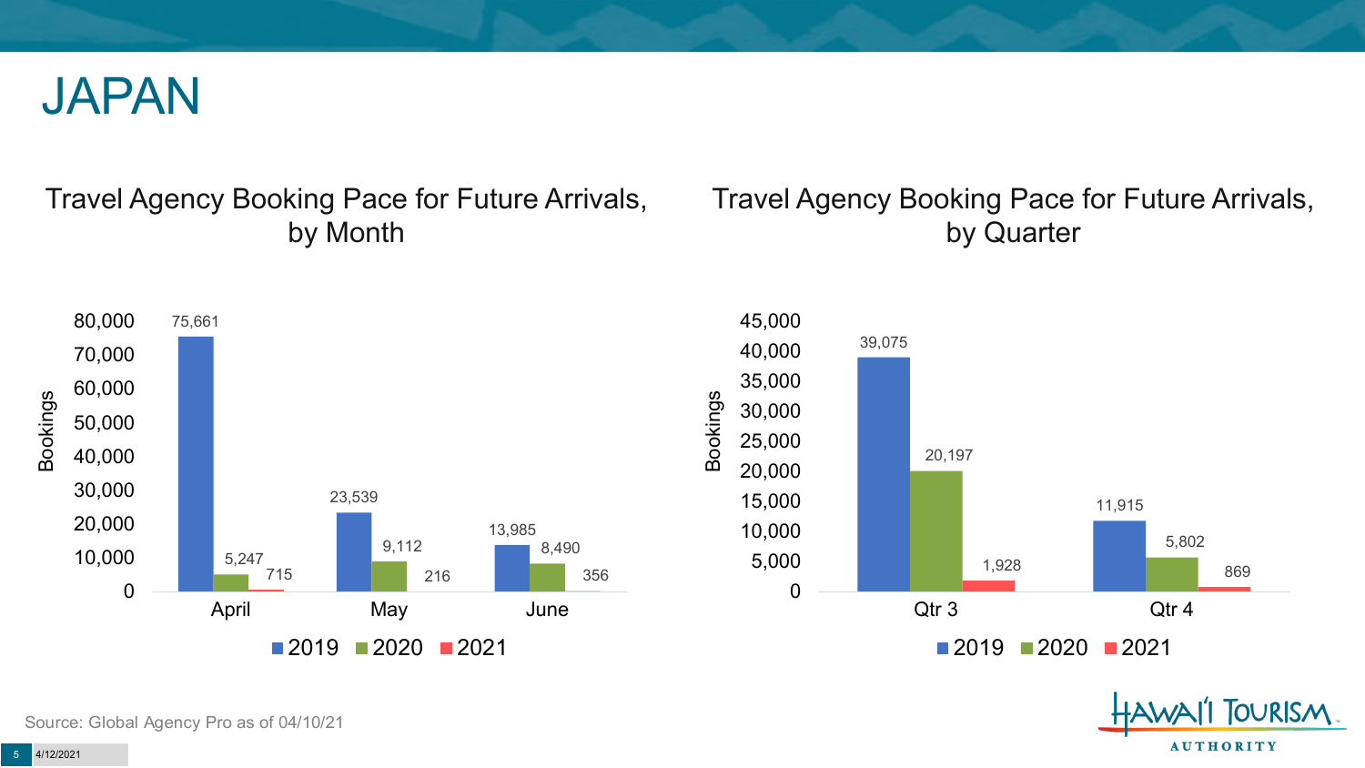# JAPAN

## Travel Agency Booking Pace for Future Arrivals, by Month

| Month | 2019 | 2020 | 2021 |
| --- | --- | --- | --- |
| April | 75,661 | 5,247 | 715 |
| May | 23,539 | 9,112 | 216 |
| June | 13,985 | 8,490 | 356 |

## Travel Agency Booking Pace for Future Arrivals, by Quarter

| Quarter | 2019 | 2020 | 2021 |
| --- | --- | --- | --- |
| Qtr 3 | 39,075 | 20,197 | 1,928 |
| Qtr 4 | 11,915 | 5,802 | 869 |

Source: Global Agency Pro as of 04/10/21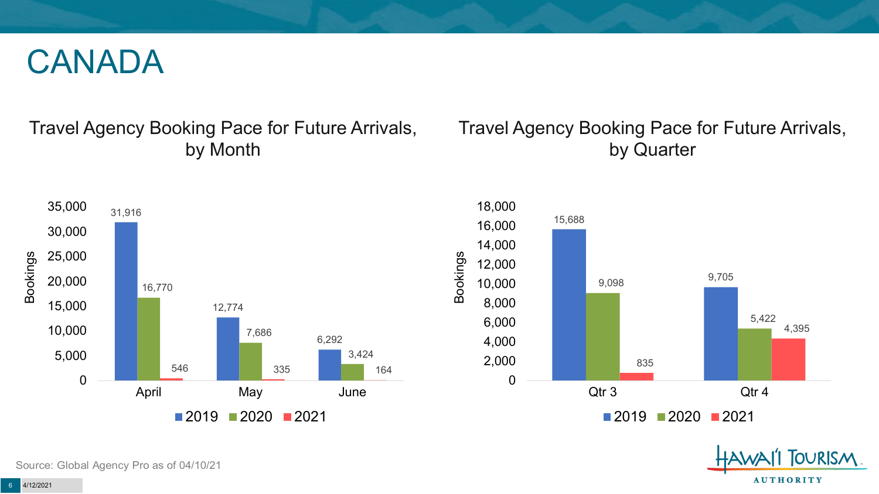# CANADA

## Travel Agency Booking Pace for Future Arrivals, by Month

| Month | 2019 | 2020 | 2021 |
|---|---|---|---|
| April | 31,916 | 16,770 | 546 |
| May | 12,774 | 7,686 | 335 |
| June | 6,292 | 3,424 | 164 |

## Travel Agency Booking Pace for Future Arrivals, by Quarter

| Quarter | 2019 | 2020 | 2021 |
|---|---|---|---|
| Qtr 3 | 15,688 | 9,098 | 835 |
| Qtr 4 | 9,705 | 5,422 | 4,395 |

Source: Global Agency Pro as of 04/10/21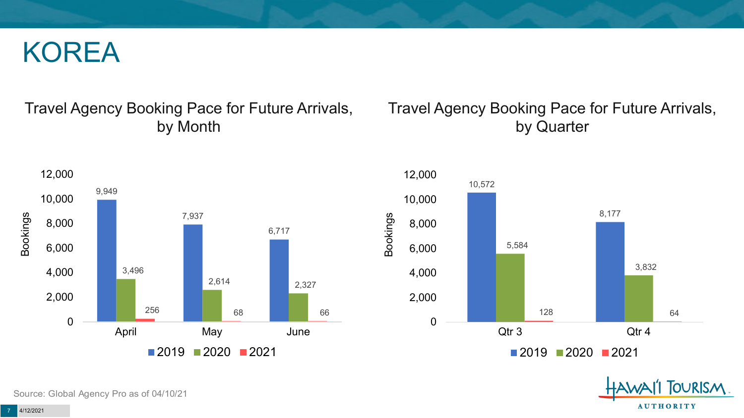# KOREA

## Travel Agency Booking Pace for Future Arrivals, by Month

| Month | 2019 | 2020 | 2021 |
|---|---|---|---|
| April | 9,949 | 3,496 | 256 |
| May | 7,937 | 2,614 | 68 |
| June | 6,717 | 2,327 | 66 |

## Travel Agency Booking Pace for Future Arrivals, by Quarter

| Quarter | 2019 | 2020 | 2021 |
|---|---|---|---|
| Qtr 3 | 10,572 | 5,584 | 128 |
| Qtr 4 | 8,177 | 3,832 | 64 |

Source: Global Agency Pro as of 04/10/21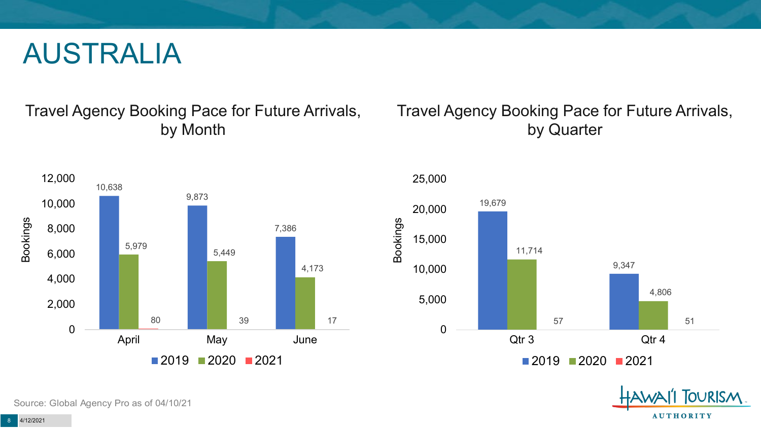# AUSTRALIA

## Travel Agency Booking Pace for Future Arrivals, by Month

| Month | 2019 | 2020 | 2021 |
| --- | --- | --- | --- |
| April | 10,638 | 5,979 | 80 |
| May | 9,873 | 5,449 | 39 |
| June | 7,386 | 4,173 | 17 |

## Travel Agency Booking Pace for Future Arrivals, by Quarter

| Quarter | 2019 | 2020 | 2021 |
| --- | --- | --- | --- |
| Qtr 3 | 19,679 | 11,714 | 57 |
| Qtr 4 | 9,347 | 4,806 | 51 |

Source: Global Agency Pro as of 04/10/21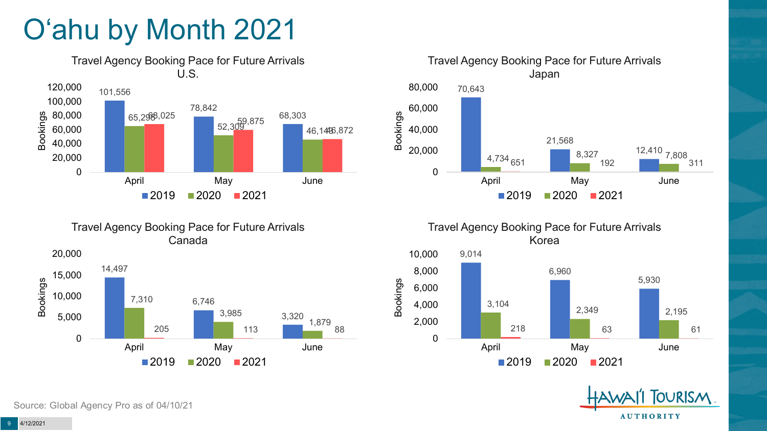# O‘ahu by Month 2021

## Travel Agency Booking Pace for Future Arrivals U.S.

| Month | 2019 | 2020 | 2021 |
|---|---|---|---|
| April | 101,556 | 65,298 | 68,025 |
| May | 78,842 | 52,309 | 59,875 |
| June | 68,303 | 46,146 | 46,872 |

## Travel Agency Booking Pace for Future Arrivals Japan

| Month | 2019 | 2020 | 2021 |
|---|---|---|---|
| April | 70,643 | 4,734 | 651 |
| May | 21,568 | 8,327 | 192 |
| June | 12,410 | 7,808 | 311 |

## Travel Agency Booking Pace for Future Arrivals Canada

| Month | 2019 | 2020 | 2021 |
|---|---|---|---|
| April | 14,497 | 7,310 | 205 |
| May | 6,746 | 3,985 | 113 |
| June | 3,320 | 1,879 | 88 |

## Travel Agency Booking Pace for Future Arrivals Korea

| Month | 2019 | 2020 | 2021 |
|---|---|---|---|
| April | 9,014 | 3,104 | 218 |
| May | 6,960 | 2,349 | 63 |
| June | 5,930 | 2,195 | 61 |

Source: Global Agency Pro as of 04/10/21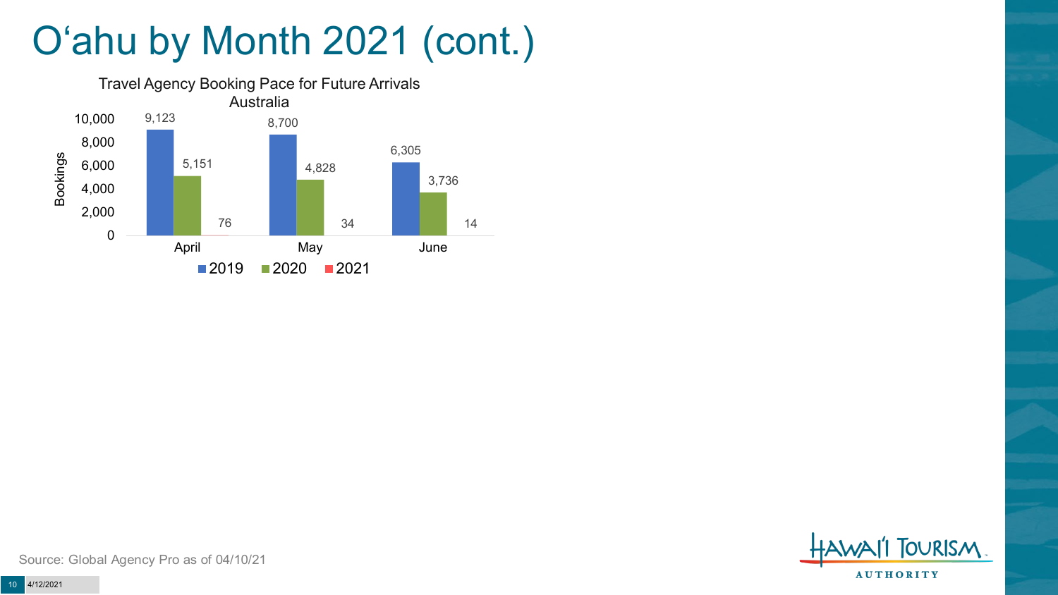# O'ahu by Month 2021 (cont.)

Travel Agency Booking Pace for Future Arrivals
Australia

| Month | 2019 | 2020 | 2021 |
|---|---|---|---|
| April | 9,123 | 5,151 | 76 |
| May | 8,700 | 4,828 | 34 |
| June | 6,305 | 3,736 | 14 |

Source: Global Agency Pro as of 04/10/21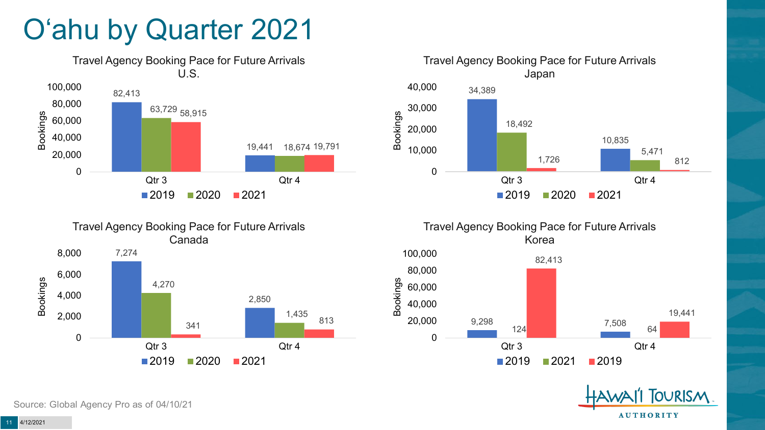# O'ahu by Quarter 2021

### Travel Agency Booking Pace for Future Arrivals U.S.

| | 2019 | 2020 | 2021 |
|---|---|---|---|
| Qtr 3 | 82,413 | 63,729 | 58,915 |
| Qtr 4 | 19,441 | 18,674 | 19,791 |

### Travel Agency Booking Pace for Future Arrivals Japan

| | 2019 | 2020 | 2021 |
|---|---|---|---|
| Qtr 3 | 34,389 | 18,492 | 1,726 |
| Qtr 4 | 10,835 | 5,471 | 812 |

### Travel Agency Booking Pace for Future Arrivals Canada

| | 2019 | 2020 | 2021 |
|---|---|---|---|
| Qtr 3 | 7,274 | 4,270 | 341 |
| Qtr 4 | 2,850 | 1,435 | 813 |

### Travel Agency Booking Pace for Future Arrivals Korea

| | 2019 | 2021 | 2019 |
|---|---|---|---|
| Qtr 3 | 9,298 | 124 | 82,413 |
| Qtr 4 | 7,508 | 64 | 19,441 |

Source: Global Agency Pro as of 04/10/21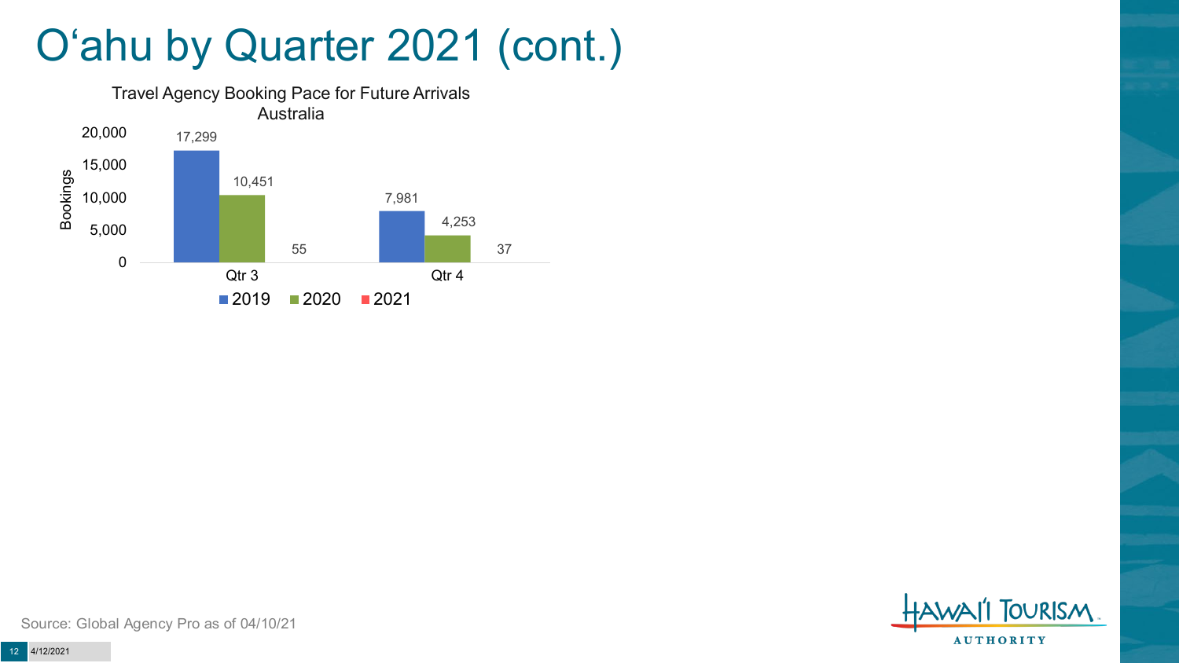# O'ahu by Quarter 2021 (cont.)

Travel Agency Booking Pace for Future Arrivals
Australia

| Quarter | 2019 | 2020 | 2021 |
|---|---|---|---|
| Qtr 3 | 17,299 | 10,451 | 55 |
| Qtr 4 | 7,981 | 4,253 | 37 |

Source: Global Agency Pro as of 04/10/21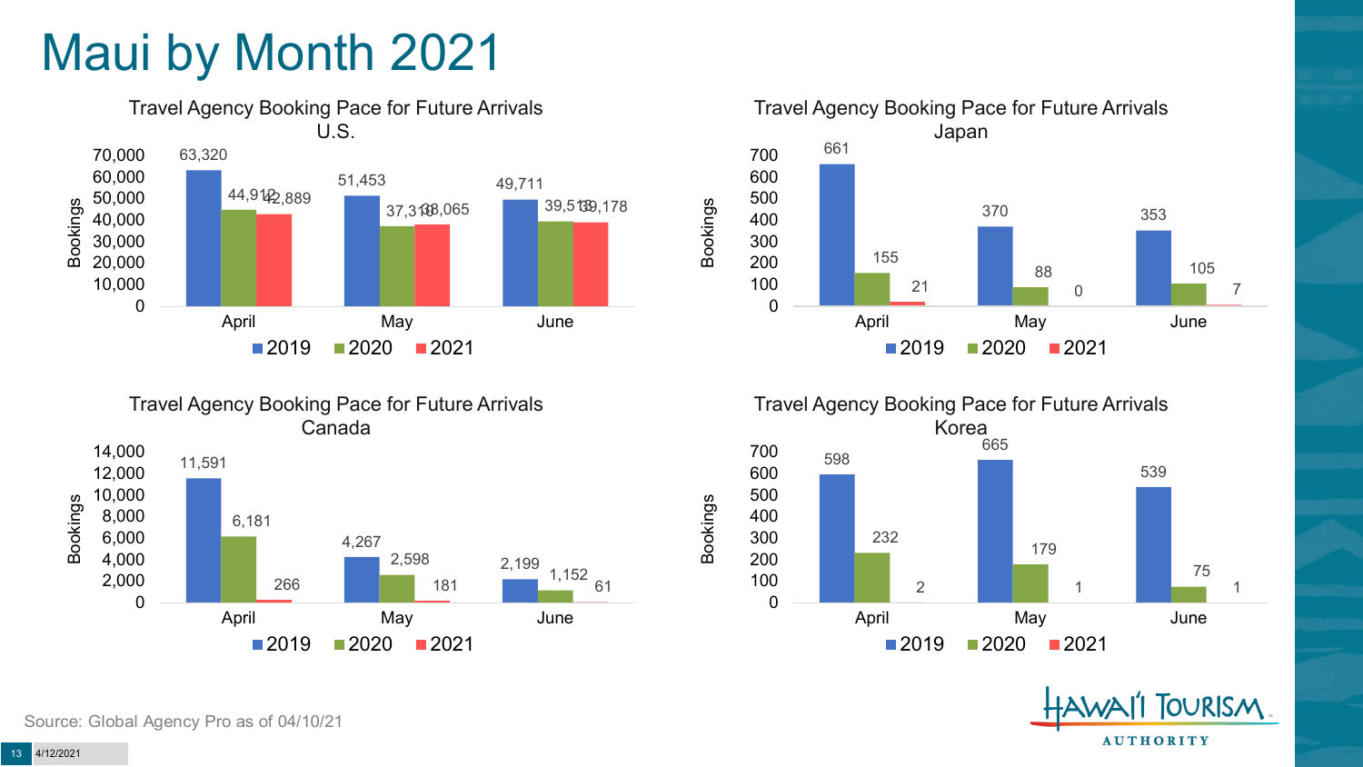# Maui by Month 2021

### Travel Agency Booking Pace for Future Arrivals U.S.

| Month | 2019 | 2020 | 2021 |
| --- | --- | --- | --- |
| April | 63,320 | 44,912 | 42,889 |
| May | 51,453 | 37,310 | 38,065 |
| June | 49,711 | 39,513 | 39,178 |

### Travel Agency Booking Pace for Future Arrivals Japan

| Month | 2019 | 2020 | 2021 |
| --- | --- | --- | --- |
| April | 661 | 155 | 21 |
| May | 370 | 88 | 0 |
| June | 353 | 105 | 7 |

### Travel Agency Booking Pace for Future Arrivals Canada

| Month | 2019 | 2020 | 2021 |
| --- | --- | --- | --- |
| April | 11,591 | 6,181 | 266 |
| May | 4,267 | 2,598 | 181 |
| June | 2,199 | 1,152 | 61 |

### Travel Agency Booking Pace for Future Arrivals Korea

| Month | 2019 | 2020 | 2021 |
| --- | --- | --- | --- |
| April | 598 | 232 | 2 |
| May | 665 | 179 | 1 |
| June | 539 | 75 | 1 |

Source: Global Agency Pro as of 04/10/21

4/12/2021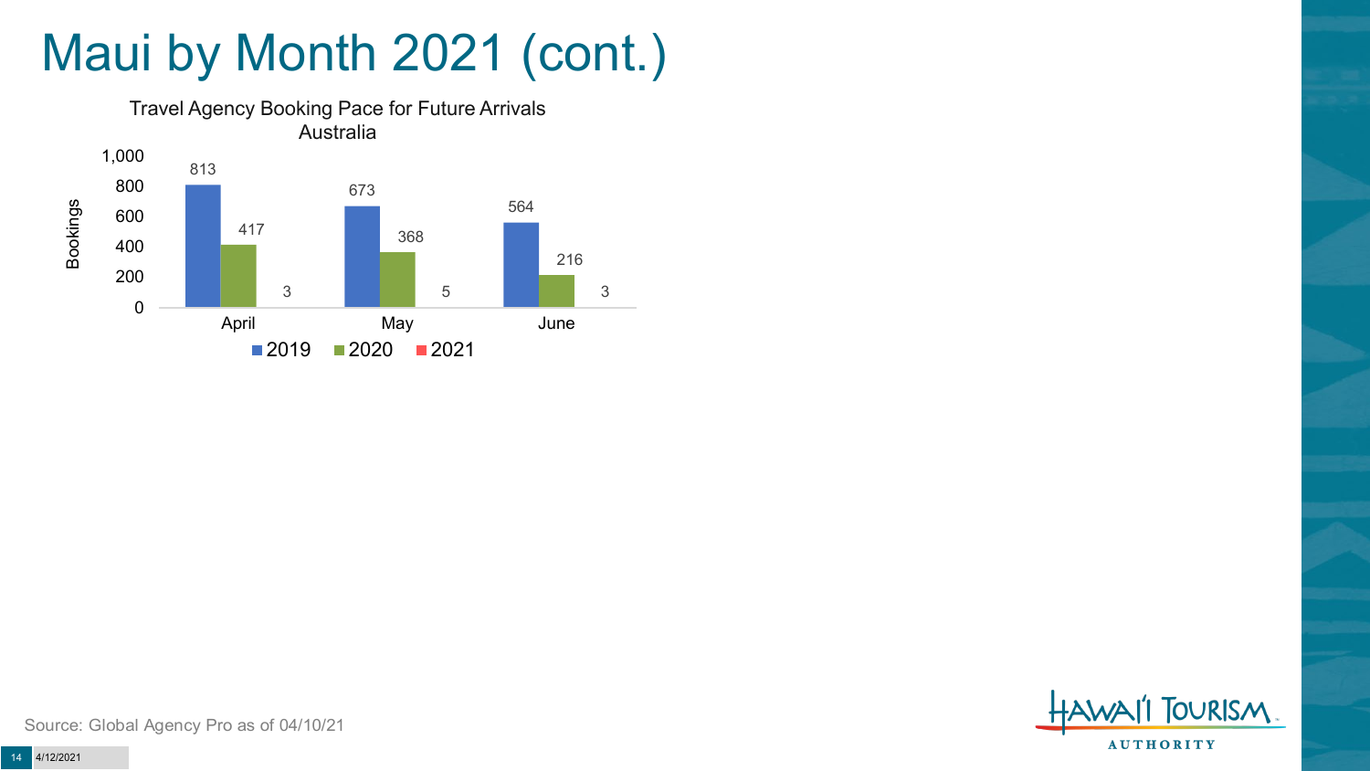# Maui by Month 2021 (cont.)

**Travel Agency Booking Pace for Future Arrivals Australia**

| Month | 2019 | 2020 | 2021 |
| --- | --- | --- | --- |
| April | 813 | 417 | 3 |
| May | 673 | 368 | 5 |
| June | 564 | 216 | 3 |

Source: Global Agency Pro as of 04/10/21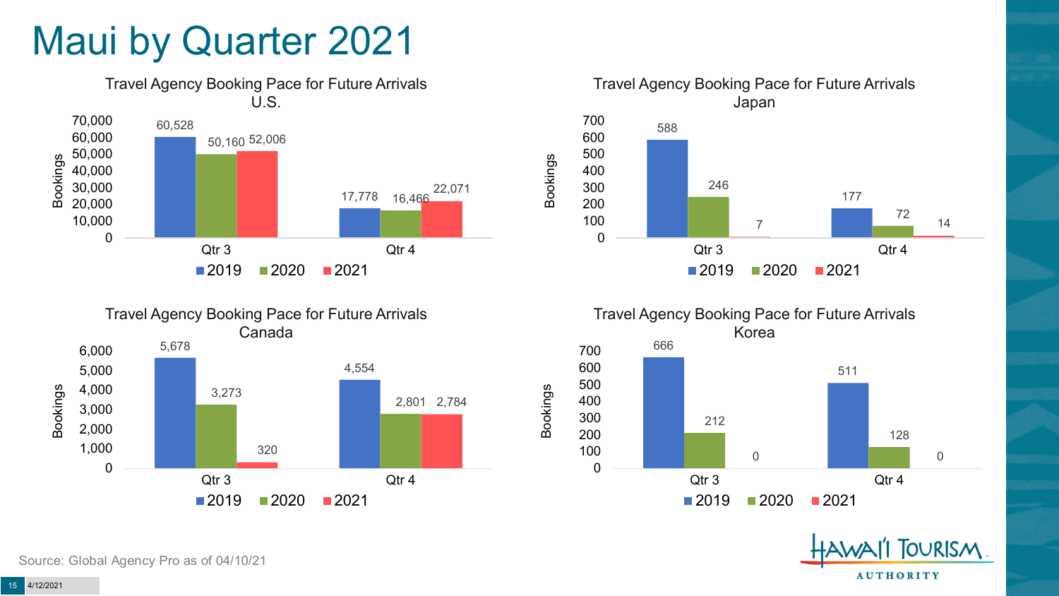# Maui by Quarter 2021

### Travel Agency Booking Pace for Future Arrivals U.S.

| Bookings | 2019 | 2020 | 2021 |
| --- | --- | --- | --- |
| Qtr 3 | 60,528 | 50,160 | 52,006 |
| Qtr 4 | 17,778 | 16,466 | 22,071 |

### Travel Agency Booking Pace for Future Arrivals Japan

| Bookings | 2019 | 2020 | 2021 |
| --- | --- | --- | --- |
| Qtr 3 | 588 | 246 | 7 |
| Qtr 4 | 177 | 72 | 14 |

### Travel Agency Booking Pace for Future Arrivals Canada

| Bookings | 2019 | 2020 | 2021 |
| --- | --- | --- | --- |
| Qtr 3 | 5,678 | 3,273 | 320 |
| Qtr 4 | 4,554 | 2,801 | 2,784 |

### Travel Agency Booking Pace for Future Arrivals Korea

| Bookings | 2019 | 2020 | 2021 |
| --- | --- | --- | --- |
| Qtr 3 | 666 | 212 | 0 |
| Qtr 4 | 511 | 128 | 0 |

Source: Global Agency Pro as of 04/10/21

HAWAI'I TOURISM AUTHORITY

4/12/2021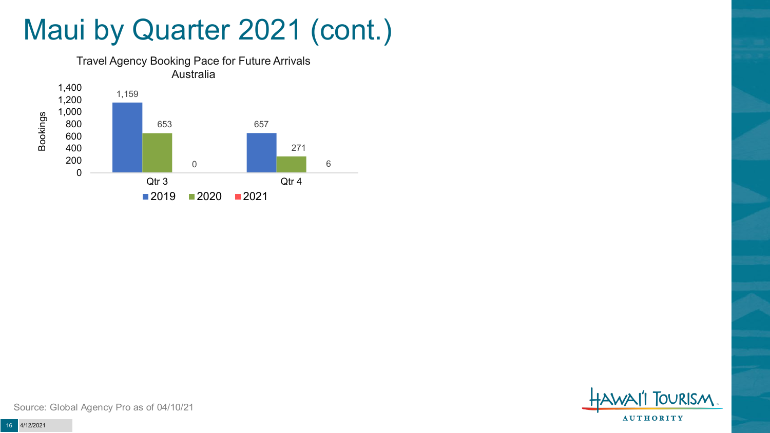# Maui by Quarter 2021 (cont.)

Travel Agency Booking Pace for Future Arrivals
Australia

| | 2019 | 2020 | 2021 |
|---|---|---|---|
| Qtr 3 | 1,159 | 653 | 0 |
| Qtr 4 | 657 | 271 | 6 |

Source: Global Agency Pro as of 04/10/21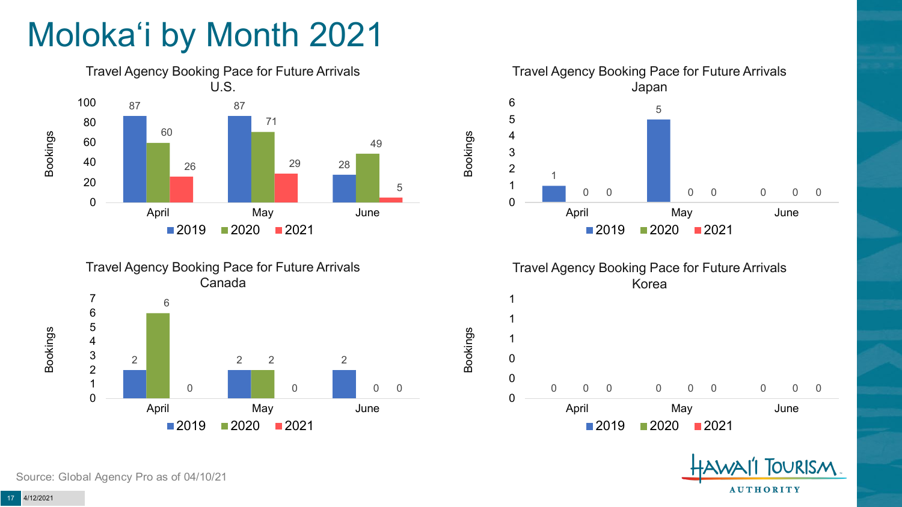# Molokaʻi by Month 2021

### Travel Agency Booking Pace for Future Arrivals U.S.

| Bookings | 2019 | 2020 | 2021 |
|---|---|---|---|
| April | 87 | 60 | 26 |
| May | 87 | 71 | 29 |
| June | 28 | 49 | 5 |

### Travel Agency Booking Pace for Future Arrivals Japan

| Bookings | 2019 | 2020 | 2021 |
|---|---|---|---|
| April | 1 | 0 | 0 |
| May | 5 | 0 | 0 |
| June | 0 | 0 | 0 |

### Travel Agency Booking Pace for Future Arrivals Canada

| Bookings | 2019 | 2020 | 2021 |
|---|---|---|---|
| April | 2 | 6 | 0 |
| May | 2 | 2 | 0 |
| June | 2 | 0 | 0 |

### Travel Agency Booking Pace for Future Arrivals Korea

| Bookings | 2019 | 2020 | 2021 |
|---|---|---|---|
| April | 0 | 0 | 0 |
| May | 0 | 0 | 0 |
| June | 0 | 0 | 0 |

Source: Global Agency Pro as of 04/10/21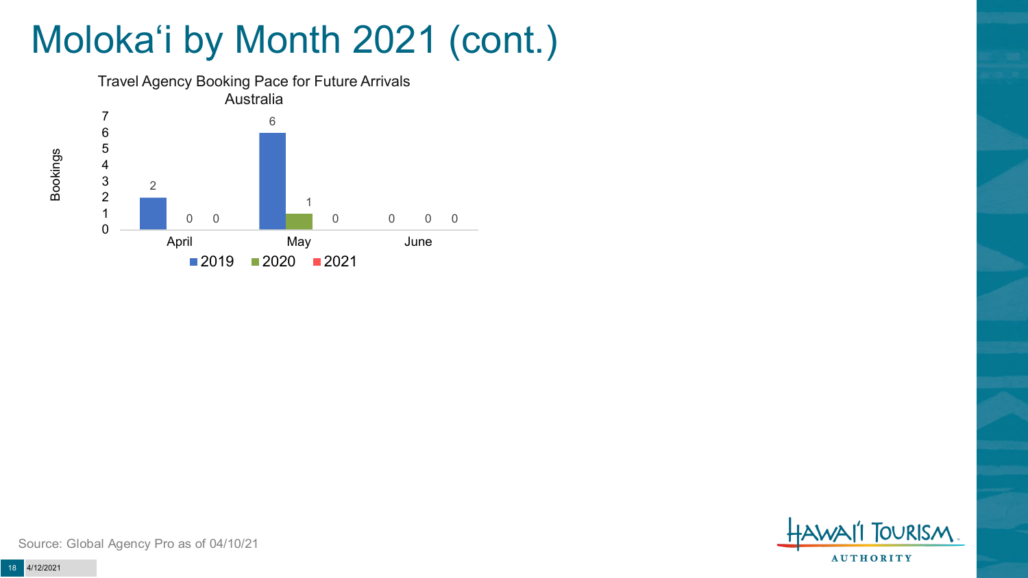# Moloka‘i by Month 2021 (cont.)

Travel Agency Booking Pace for Future Arrivals
Australia

| Bookings | 2019 | 2020 | 2021 |
| --- | --- | --- | --- |
| April | 2 | 0 | 0 |
| May | 6 | 1 | 0 |
| June | 0 | 0 | 0 |

Source: Global Agency Pro as of 04/10/21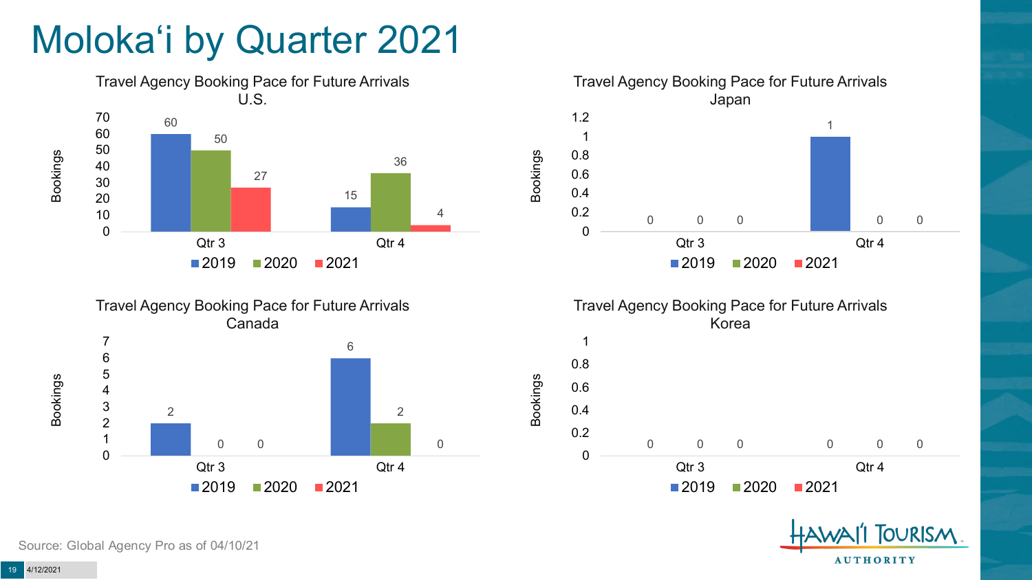# Molokaʻi by Quarter 2021

### Travel Agency Booking Pace for Future Arrivals U.S.

| Bookings | 2019 | 2020 | 2021 |
|---|---|---|---|
| Qtr 3 | 60 | 50 | 27 |
| Qtr 4 | 15 | 36 | 4 |

### Travel Agency Booking Pace for Future Arrivals Japan

| Bookings | 2019 | 2020 | 2021 |
|---|---|---|---|
| Qtr 3 | 0 | 0 | 0 |
| Qtr 4 | 1 | 0 | 0 |

### Travel Agency Booking Pace for Future Arrivals Canada

| Bookings | 2019 | 2020 | 2021 |
|---|---|---|---|
| Qtr 3 | 2 | 0 | 0 |
| Qtr 4 | 6 | 2 | 0 |

### Travel Agency Booking Pace for Future Arrivals Korea

| Bookings | 2019 | 2020 | 2021 |
|---|---|---|---|
| Qtr 3 | 0 | 0 | 0 |
| Qtr 4 | 0 | 0 | 0 |

Source: Global Agency Pro as of 04/10/21

4/12/2021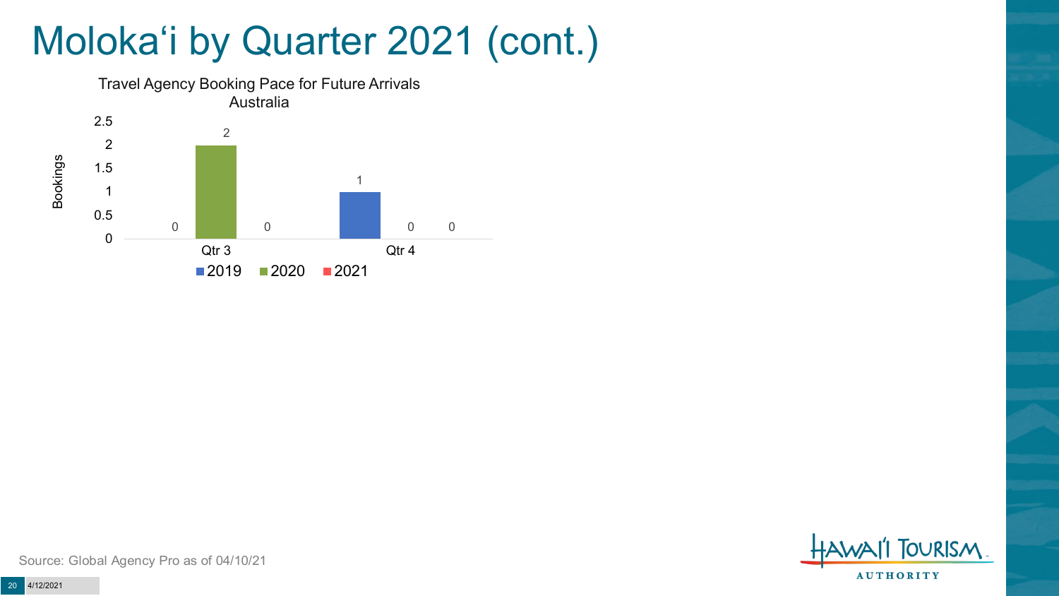# Moloka‘i by Quarter 2021 (cont.)

Travel Agency Booking Pace for Future Arrivals
Australia

| Quarter | 2019 | 2020 | 2021 |
|---|---|---|---|
| Qtr 3 | 0 | 2 | 0 |
| Qtr 4 | 1 | 0 | 0 |

Source: Global Agency Pro as of 04/10/21

4/12/2021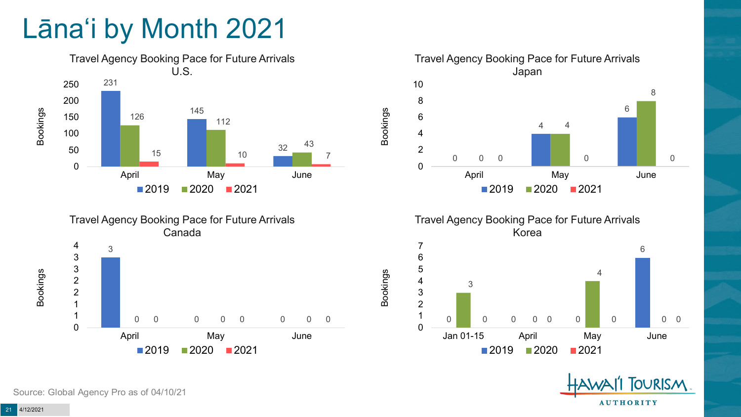# Lānaʻi by Month 2021

### Travel Agency Booking Pace for Future Arrivals U.S.

| Month | 2019 | 2020 | 2021 |
|---|---|---|---|
| April | 231 | 126 | 15 |
| May | 145 | 112 | 10 |
| June | 32 | 43 | 7 |

### Travel Agency Booking Pace for Future Arrivals Japan

| Month | 2019 | 2020 | 2021 |
|---|---|---|---|
| April | 0 | 0 | 0 |
| May | 4 | 4 | 0 |
| June | 6 | 8 | 0 |

### Travel Agency Booking Pace for Future Arrivals Canada

| Month | 2019 | 2020 | 2021 |
|---|---|---|---|
| April | 3 | 0 | 0 |
| May | 0 | 0 | 0 |
| June | 0 | 0 | 0 |

### Travel Agency Booking Pace for Future Arrivals Korea

| Month | 2019 | 2020 | 2021 |
|---|---|---|---|
| Jan 01-15 | 0 | 3 | 0 |
| April | 0 | 0 | 0 |
| May | 0 | 4 | 0 |
| June | 6 | 0 | 0 |

Source: Global Agency Pro as of 04/10/21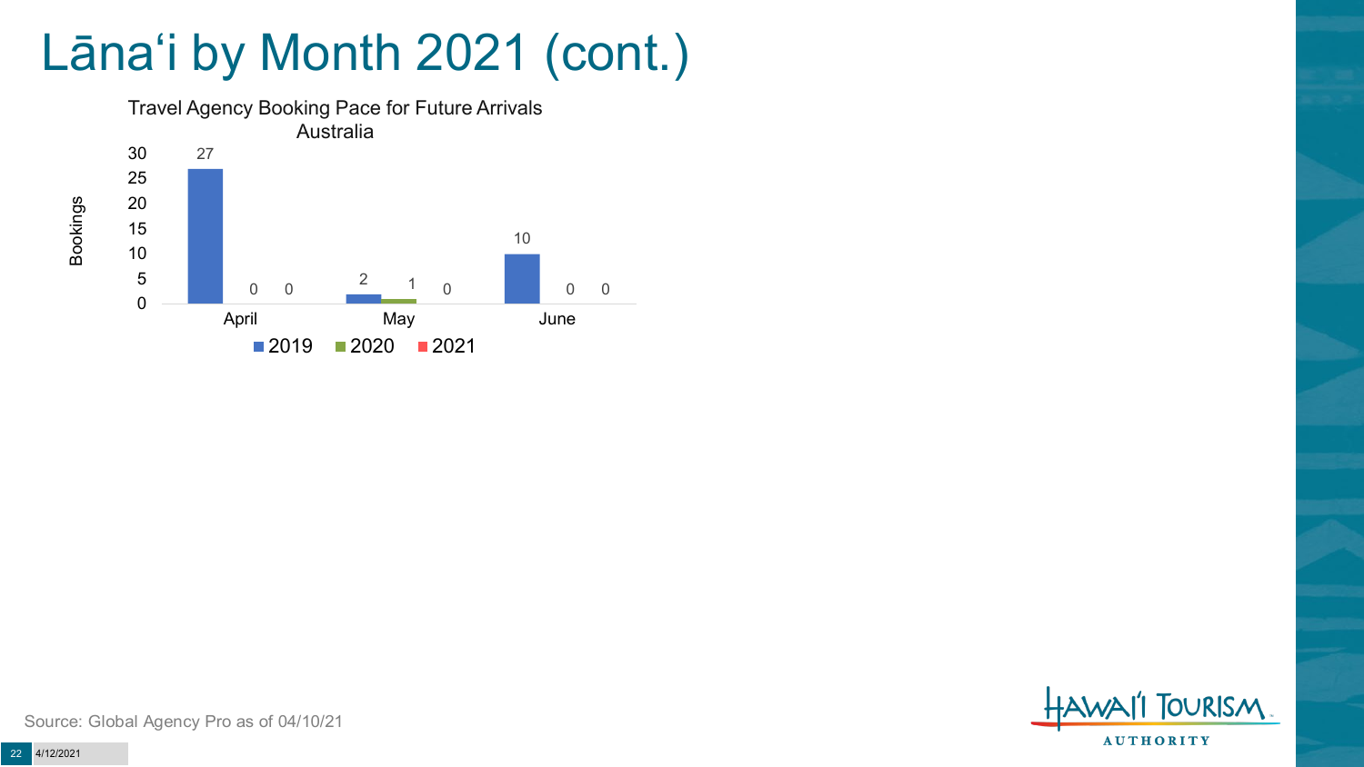# Lānaʻi by Month 2021 (cont.)

**Travel Agency Booking Pace for Future Arrivals**
**Australia**

| Month | 2019 | 2020 | 2021 |
|---|---|---|---|
| April | 27 | 0 | 0 |
| May | 2 | 1 | 0 |
| June | 10 | 0 | 0 |

Source: Global Agency Pro as of 04/10/21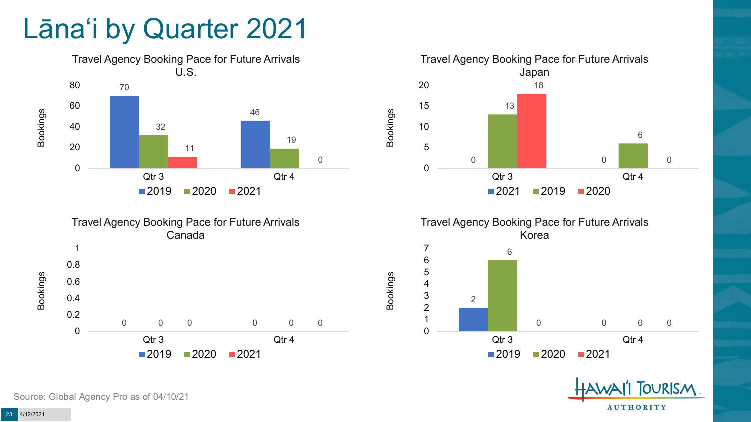# Lānaʻi by Quarter 2021

### Travel Agency Booking Pace for Future Arrivals U.S.

| Bookings | 2019 | 2020 | 2021 |
|---|---|---|---|
| Qtr 3 | 70 | 32 | 11 |
| Qtr 4 | 46 | 19 | 0 |

### Travel Agency Booking Pace for Future Arrivals Japan

| Bookings | 2021 | 2019 | 2020 |
|---|---|---|---|
| Qtr 3 | 0 | 13 | 18 |
| Qtr 4 | 0 | 6 | 0 |

### Travel Agency Booking Pace for Future Arrivals Canada

| Bookings | 2019 | 2020 | 2021 |
|---|---|---|---|
| Qtr 3 | 0 | 0 | 0 |
| Qtr 4 | 0 | 0 | 0 |

### Travel Agency Booking Pace for Future Arrivals Korea

| Bookings | 2019 | 2020 | 2021 |
|---|---|---|---|
| Qtr 3 | 2 | 6 | 0 |
| Qtr 4 | 0 | 0 | 0 |

Source: Global Agency Pro as of 04/10/21

4/12/2021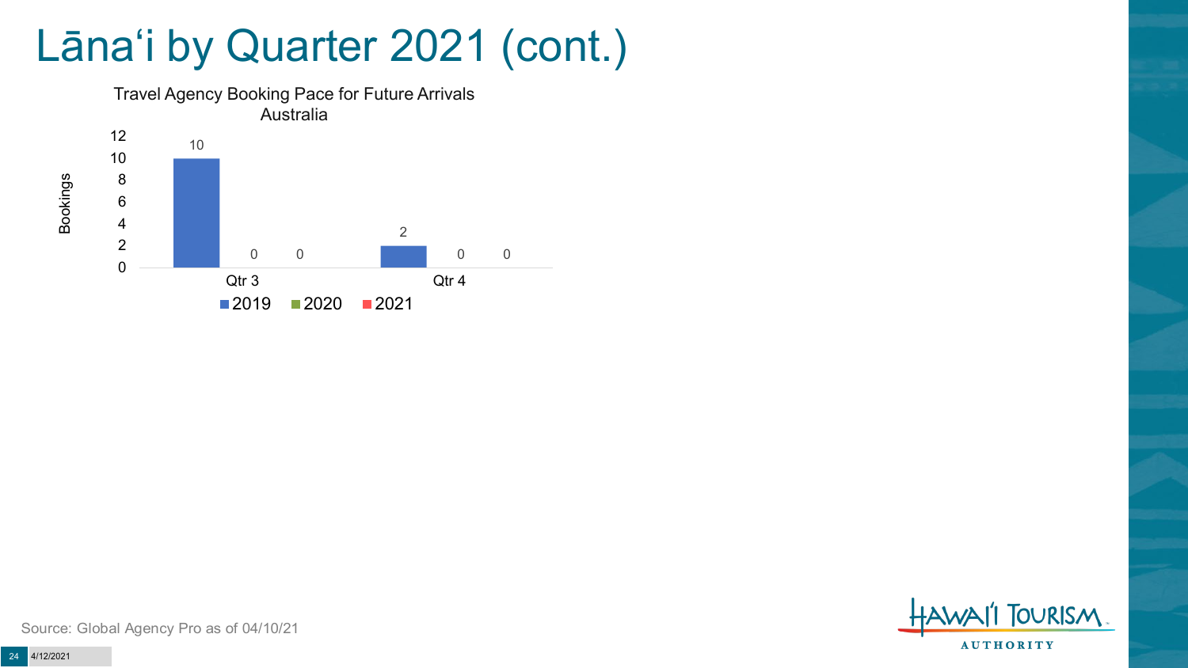# Lānaʻi by Quarter 2021 (cont.)

Travel Agency Booking Pace for Future Arrivals
Australia

| | 2019 | 2020 | 2021 |
|---|---|---|---|
| Qtr 3 | 10 | 0 | 0 |
| Qtr 4 | 2 | 0 | 0 |

Source: Global Agency Pro as of 04/10/21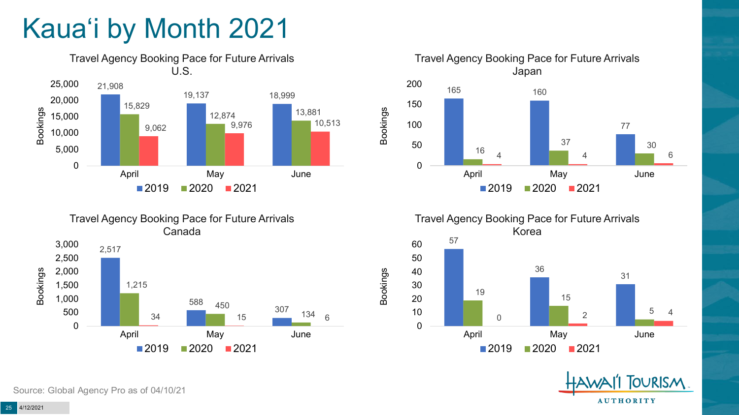# Kauaʻi by Month 2021

### Travel Agency Booking Pace for Future Arrivals U.S.

| Bookings | 2019 | 2020 | 2021 |
|---|---|---|---|
| April | 21,908 | 15,829 | 9,062 |
| May | 19,137 | 12,874 | 9,976 |
| June | 18,999 | 13,881 | 10,513 |

### Travel Agency Booking Pace for Future Arrivals Japan

| Bookings | 2019 | 2020 | 2021 |
|---|---|---|---|
| April | 165 | 16 | 4 |
| May | 160 | 37 | 4 |
| June | 77 | 30 | 6 |

### Travel Agency Booking Pace for Future Arrivals Canada

| Bookings | 2019 | 2020 | 2021 |
|---|---|---|---|
| April | 2,517 | 1,215 | 34 |
| May | 588 | 450 | 15 |
| June | 307 | 134 | 6 |

### Travel Agency Booking Pace for Future Arrivals Korea

| Bookings | 2019 | 2020 | 2021 |
|---|---|---|---|
| April | 57 | 19 | 0 |
| May | 36 | 15 | 2 |
| June | 31 | 5 | 4 |

Source: Global Agency Pro as of 04/10/21

4/12/2021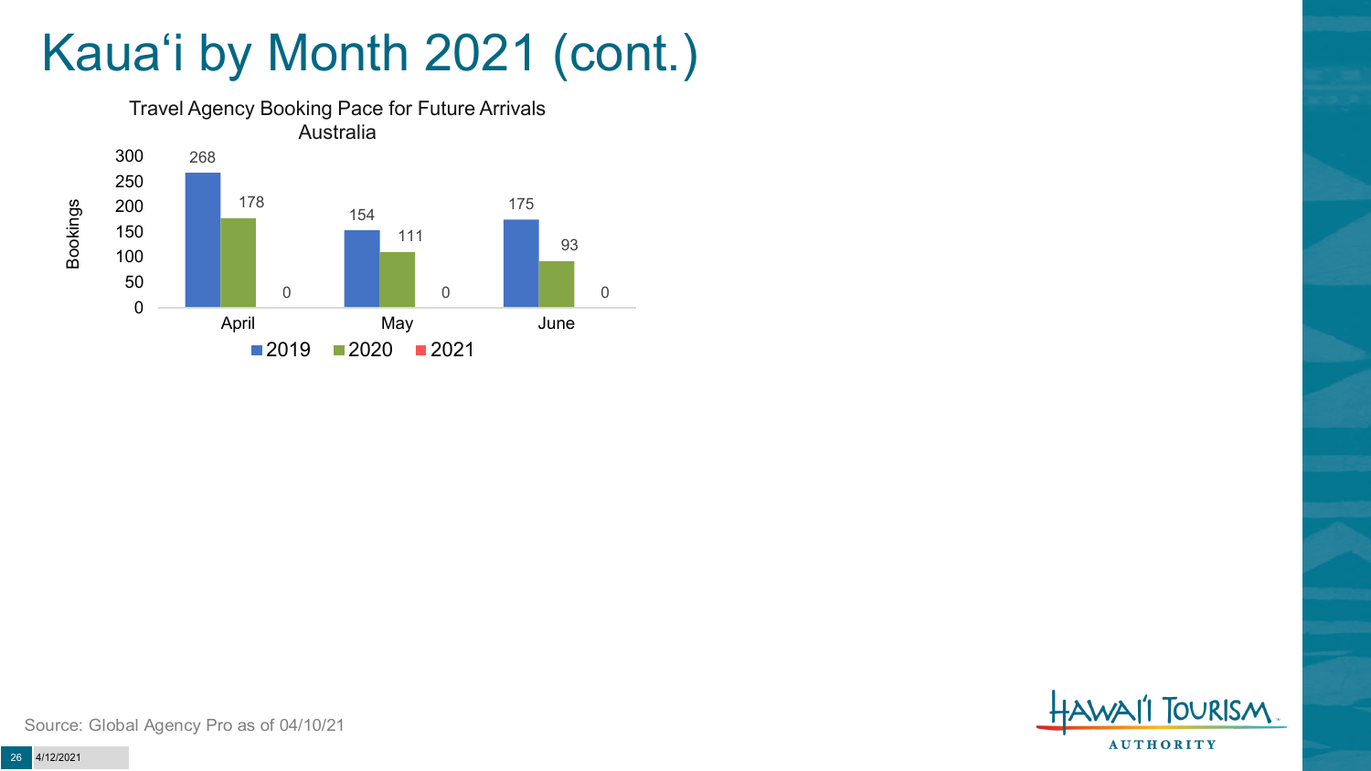# Kaua'i by Month 2021 (cont.)

Travel Agency Booking Pace for Future Arrivals
Australia

| Month | 2019 | 2020 | 2021 |
|---|---|---|---|
| April | 268 | 178 | 0 |
| May | 154 | 111 | 0 |
| June | 175 | 93 | 0 |

Source: Global Agency Pro as of 04/10/21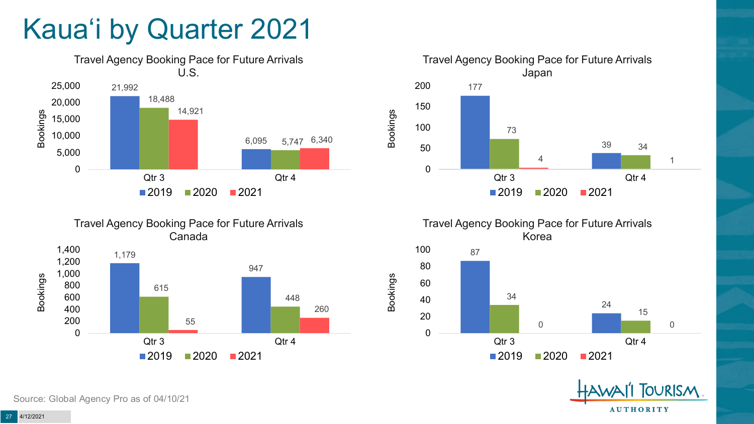# Kauaʻi by Quarter 2021

### Travel Agency Booking Pace for Future Arrivals U.S.

| Bookings | 2019 | 2020 | 2021 |
|---|---|---|---|
| Qtr 3 | 21,992 | 18,488 | 14,921 |
| Qtr 4 | 6,095 | 5,747 | 6,340 |

### Travel Agency Booking Pace for Future Arrivals Japan

| Bookings | 2019 | 2020 | 2021 |
|---|---|---|---|
| Qtr 3 | 177 | 73 | 4 |
| Qtr 4 | 39 | 34 | 1 |

### Travel Agency Booking Pace for Future Arrivals Canada

| Bookings | 2019 | 2020 | 2021 |
|---|---|---|---|
| Qtr 3 | 1,179 | 615 | 55 |
| Qtr 4 | 947 | 448 | 260 |

### Travel Agency Booking Pace for Future Arrivals Korea

| Bookings | 2019 | 2020 | 2021 |
|---|---|---|---|
| Qtr 3 | 87 | 34 | 0 |
| Qtr 4 | 24 | 15 | 0 |

Source: Global Agency Pro as of 04/10/21

HAWAIʻI TOURISM AUTHORITY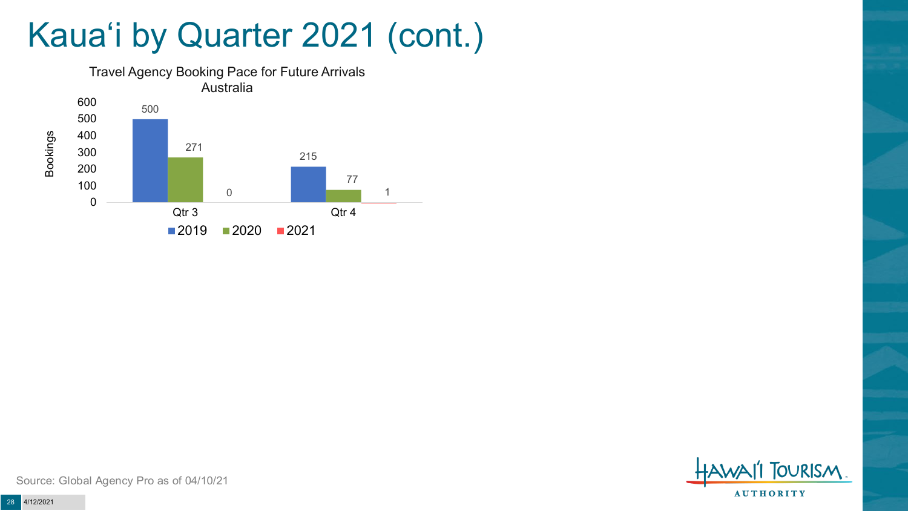# Kaua'i by Quarter 2021 (cont.)

**Travel Agency Booking Pace for Future Arrivals Australia**

| Bookings | 2019 | 2020 | 2021 |
|---|---|---|---|
| Qtr 3 | 500 | 271 | 0 |
| Qtr 4 | 215 | 77 | 1 |

Source: Global Agency Pro as of 04/10/21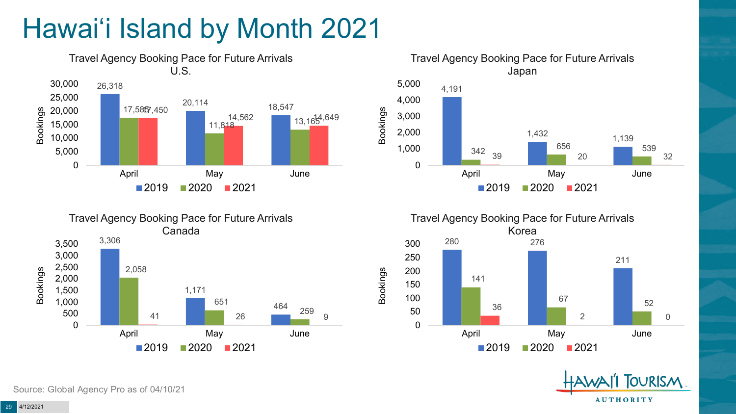# Hawai'i Island by Month 2021

### Travel Agency Booking Pace for Future Arrivals U.S.

| Bookings | 2019 | 2020 | 2021 |
|---|---|---|---|
| April | 26,318 | 17,585 | 17,450 |
| May | 20,114 | 11,818 | 14,562 |
| June | 18,547 | 13,165 | 14,649 |

### Travel Agency Booking Pace for Future Arrivals Japan

| Bookings | 2019 | 2020 | 2021 |
|---|---|---|---|
| April | 4,191 | 342 | 39 |
| May | 1,432 | 656 | 20 |
| June | 1,139 | 539 | 32 |

### Travel Agency Booking Pace for Future Arrivals Canada

| Bookings | 2019 | 2020 | 2021 |
|---|---|---|---|
| April | 3,306 | 2,058 | 41 |
| May | 1,171 | 651 | 26 |
| June | 464 | 259 | 9 |

### Travel Agency Booking Pace for Future Arrivals Korea

| Bookings | 2019 | 2020 | 2021 |
|---|---|---|---|
| April | 280 | 141 | 36 |
| May | 276 | 67 | 2 |
| June | 211 | 52 | 0 |

Source: Global Agency Pro as of 04/10/21

4/12/2021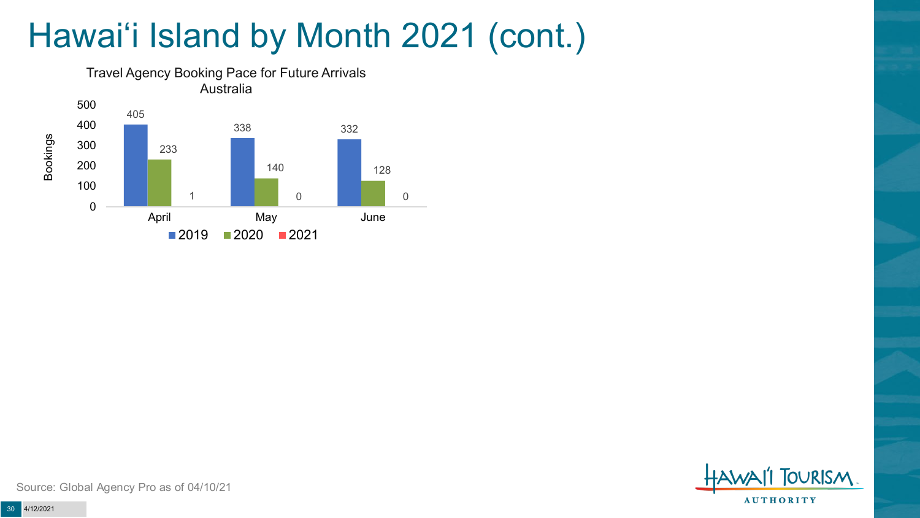# Hawai'i Island by Month 2021 (cont.)

**Travel Agency Booking Pace for Future Arrivals**
**Australia**

| Month | 2019 | 2020 | 2021 |
|---|---|---|---|
| April | 405 | 233 | 1 |
| May | 338 | 140 | 0 |
| June | 332 | 128 | 0 |

Source: Global Agency Pro as of 04/10/21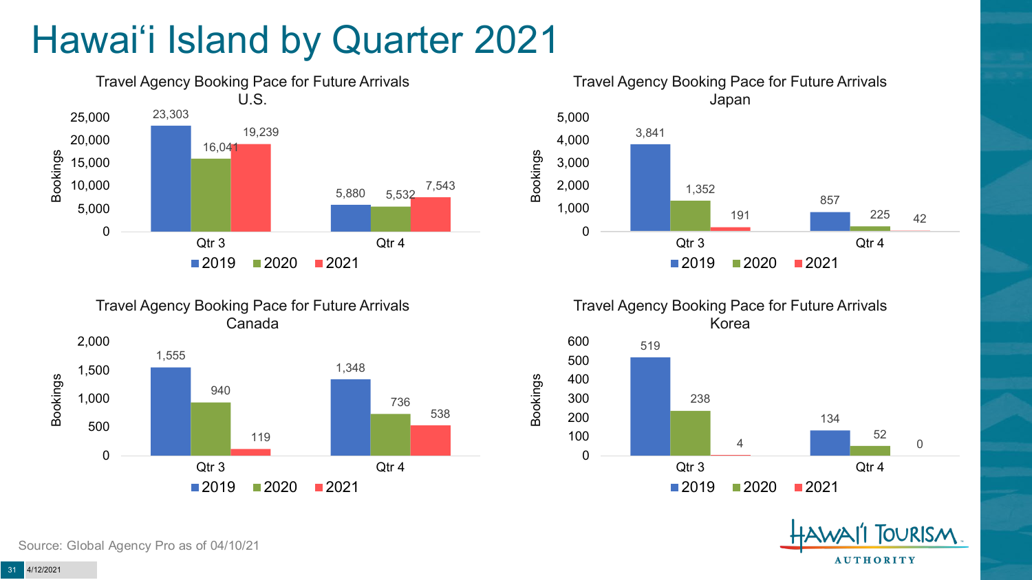# Hawai'i Island by Quarter 2021

### Travel Agency Booking Pace for Future Arrivals U.S.

| Bookings | 2019 | 2020 | 2021 |
|---|---|---|---|
| Qtr 3 | 23,303 | 16,041 | 19,239 |
| Qtr 4 | 5,880 | 5,532 | 7,543 |

### Travel Agency Booking Pace for Future Arrivals Japan

| Bookings | 2019 | 2020 | 2021 |
|---|---|---|---|
| Qtr 3 | 3,841 | 1,352 | 191 |
| Qtr 4 | 857 | 225 | 42 |

### Travel Agency Booking Pace for Future Arrivals Canada

| Bookings | 2019 | 2020 | 2021 |
|---|---|---|---|
| Qtr 3 | 1,555 | 940 | 119 |
| Qtr 4 | 1,348 | 736 | 538 |

### Travel Agency Booking Pace for Future Arrivals Korea

| Bookings | 2019 | 2020 | 2021 |
|---|---|---|---|
| Qtr 3 | 519 | 238 | 4 |
| Qtr 4 | 134 | 52 | 0 |

Source: Global Agency Pro as of 04/10/21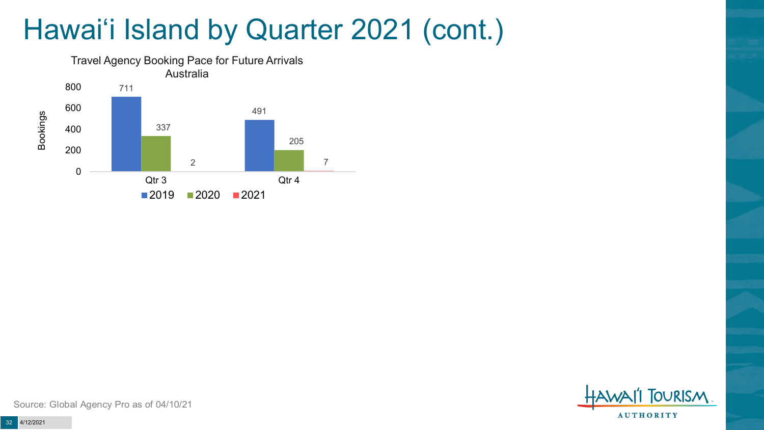# Hawai'i Island by Quarter 2021 (cont.)

Travel Agency Booking Pace for Future Arrivals
Australia

Bookings

800
600
400
200
0

711
337
2
491
205
7

Qtr 3
Qtr 4

2019 2020 2021

Source: Global Agency Pro as of 04/10/21